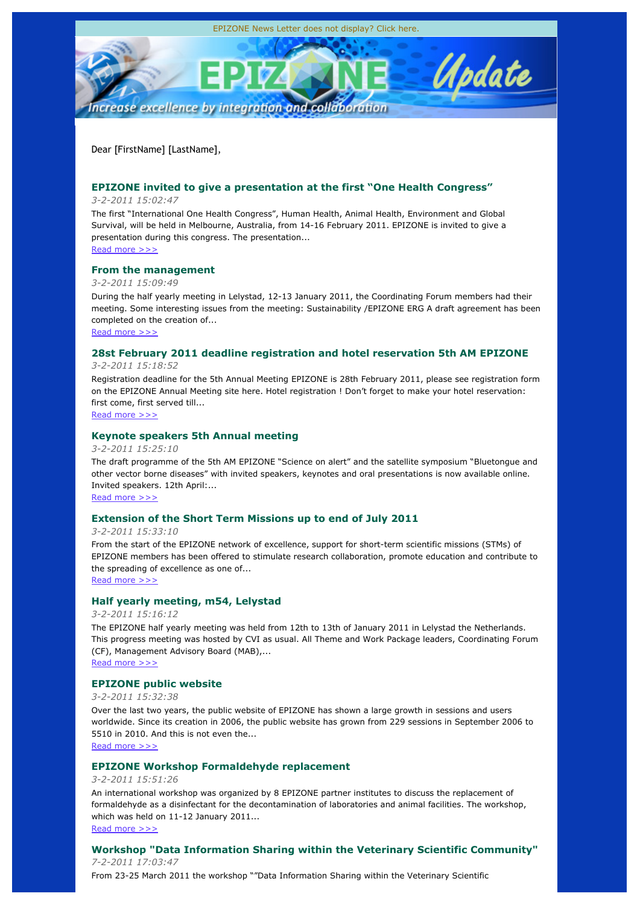EPIZONE News Letter does not display? Click here.

Increase excellence by integration and collaboration

Dear [FirstName] [LastName],

### EPIZONE invited to give a presentation at the first “One Health Congress”

*3-2-2011 15:02:47*

The first “International One Health Congress”, Human Health, Animal Health, Environment and Global Survival, will be held in Melbourne, Australia, from 14-16 February 2011. EPIZONE is invited to give a presentation during this congress. The presentation...

Read more >>>

### From the management

*3-2-2011 15:09:49*

During the half yearly meeting in Lelystad, 12-13 January 2011, the Coordinating Forum members had their meeting. Some interesting issues from the meeting: Sustainability /EPIZONE ERG A draft agreement has been completed on the creation of...

Read more >>>

### 28st February 2011 deadline registration and hotel reservation 5th AM EPIZONE

*3-2-2011 15:18:52*

Registration deadline for the 5th Annual Meeting EPIZONE is 28th February 2011, please see registration form on the EPIZONE Annual Meeting site here. Hotel registration ! Don’t forget to make your hotel reservation: first come, first served till...

Read more >>>

### Keynote speakers 5th Annual meeting

*3-2-2011 15:25:10*

The draft programme of the 5th AM EPIZONE “Science on alert” and the satellite symposium “Bluetongue and other vector borne diseases” with invited speakers, keynotes and oral presentations is now available online. Invited speakers. 12th April:...

Read more >>>

### Extension of the Short Term Missions up to end of July 2011

*3-2-2011 15:33:10*

From the start of the EPIZONE network of excellence, support for short-term scientific missions (STMs) of EPIZONE members has been offered to stimulate research collaboration, promote education and contribute to the spreading of excellence as one of...

Read more >>>

### Half yearly meeting, m54, Lelystad

*3-2-2011 15:16:12*

The EPIZONE half yearly meeting was held from 12th to 13th of January 2011 in Lelystad the Netherlands. This progress meeting was hosted by CVI as usual. All Theme and Work Package leaders, Coordinating Forum (CF), Management Advisory Board (MAB),...

Read more >>>

### EPIZONE public website

*3-2-2011 15:32:38*

Over the last two years, the public website of EPIZONE has shown a large growth in sessions and users worldwide. Since its creation in 2006, the public website has grown from 229 sessions in September 2006 to 5510 in 2010. And this is not even the...

Read more >>>

### EPIZONE Workshop Formaldehyde replacement

*3-2-2011 15:51:26*

An international workshop was organized by 8 EPIZONE partner institutes to discuss the replacement of formaldehyde as a disinfectant for the decontamination of laboratories and animal facilities. The workshop, which was held on 11-12 January 2011...

Read more >>>

### Workshop "Data Information Sharing within the Veterinary Scientific Community"

*7-2-2011 17:03:47*

From 23-25 March 2011 the workshop “”Data Information Sharing within the Veterinary Scientific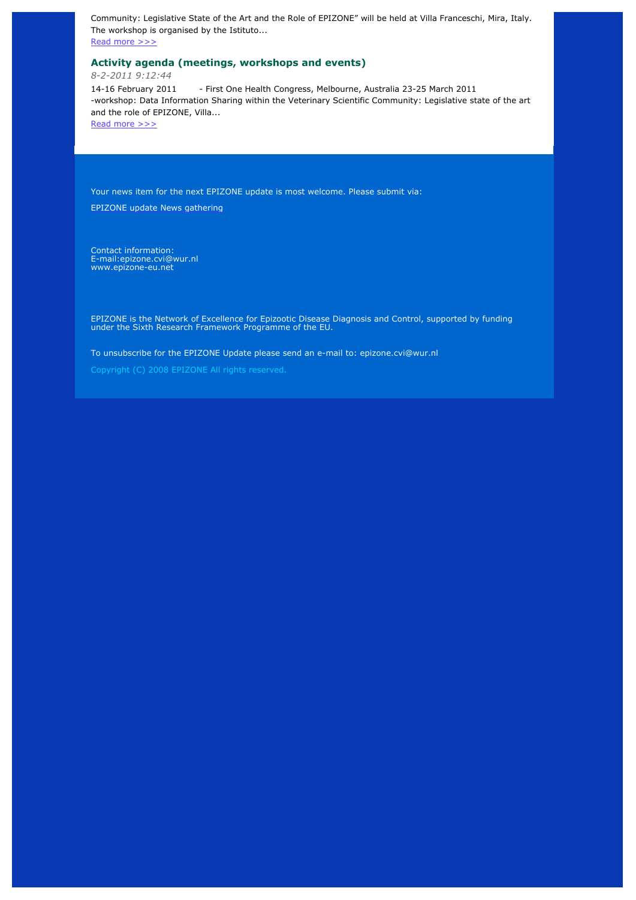Community: Legislative State of the Art and the Role of EPIZONE" will be held at Villa Franceschi, Mira, Italy. The workshop is organised by the Istituto...
[Read more >>>]

### Activity agenda (meetings, workshops and events)

*8-2-2011 9:12:44*

14-16 February 2011 - First One Health Congress, Melbourne, Australia 23-25 March 2011 -workshop: Data Information Sharing within the Veterinary Scientific Community: Legislative state of the art and the role of EPIZONE, Villa...
[Read more >>>]

Your news item for the next EPIZONE update is most welcome. Please submit via:

EPIZONE update News gathering

Contact information:
E-mail:epizone.cvi@wur.nl
www.epizone-eu.net

EPIZONE is the Network of Excellence for Epizootic Disease Diagnosis and Control, supported by funding under the Sixth Research Framework Programme of the EU.

To unsubscribe for the EPIZONE Update please send an e-mail to: epizone.cvi@wur.nl

Copyright (C) 2008 EPIZONE All rights reserved.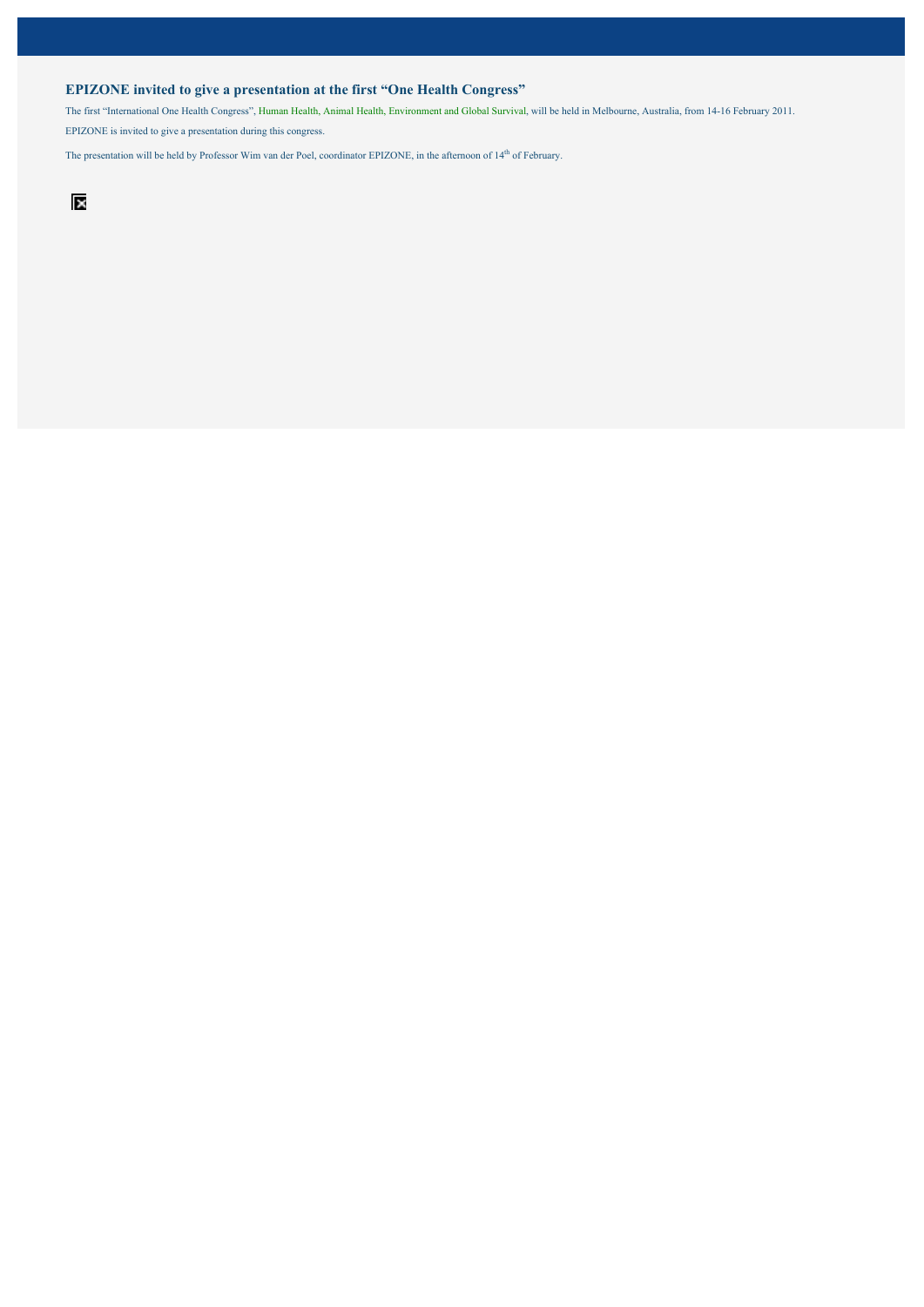## EPIZONE invited to give a presentation at the first "One Health Congress"

The first "International One Health Congress", Human Health, Animal Health, Environment and Global Survival, will be held in Melbourne, Australia, from 14-16 February 2011.

EPIZONE is invited to give a presentation during this congress.

The presentation will be held by Professor Wim van der Poel, coordinator EPIZONE, in the afternoon of 14th of February.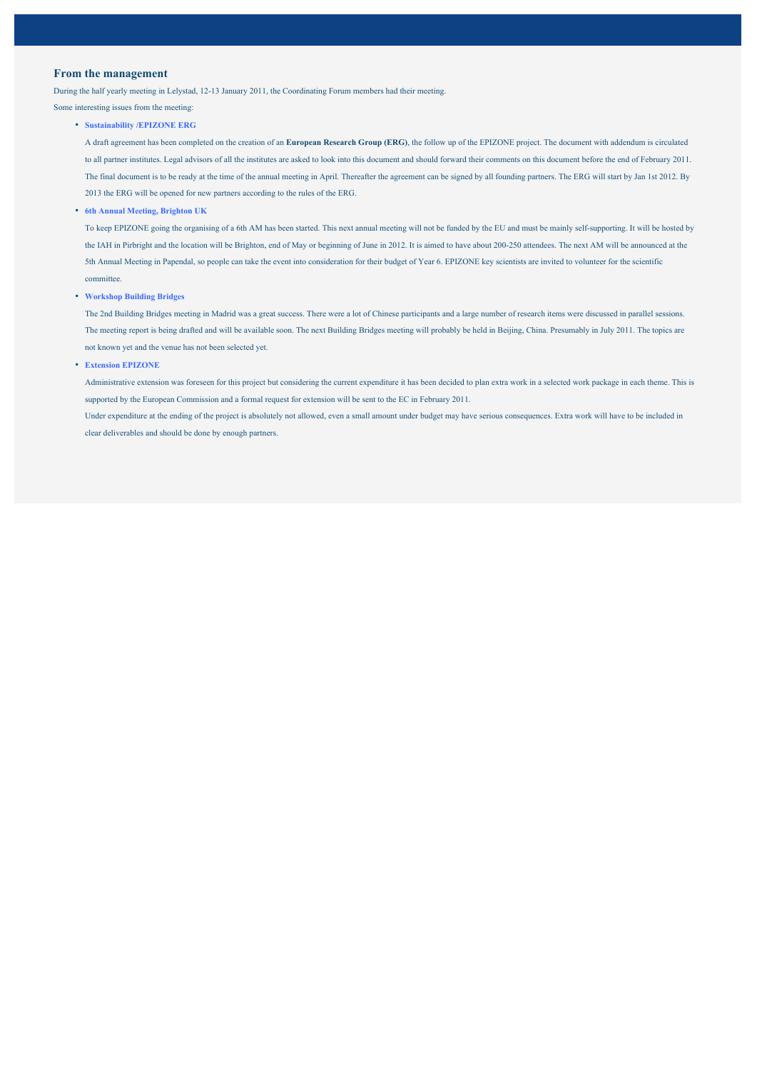## From the management

During the half yearly meeting in Lelystad, 12-13 January 2011, the Coordinating Forum members had their meeting.

Some interesting issues from the meeting:

- **Sustainability /EPIZONE ERG**

  A draft agreement has been completed on the creation of an **European Research Group (ERG)**, the follow up of the EPIZONE project. The document with addendum is circulated to all partner institutes. Legal advisors of all the institutes are asked to look into this document and should forward their comments on this document before the end of February 2011. The final document is to be ready at the time of the annual meeting in April. Thereafter the agreement can be signed by all founding partners. The ERG will start by Jan 1st 2012. By 2013 the ERG will be opened for new partners according to the rules of the ERG.

- **6th Annual Meeting, Brighton UK**

  To keep EPIZONE going the organising of a 6th AM has been started. This next annual meeting will not be funded by the EU and must be mainly self-supporting. It will be hosted by the IAH in Pirbright and the location will be Brighton, end of May or beginning of June in 2012. It is aimed to have about 200-250 attendees. The next AM will be announced at the 5th Annual Meeting in Papendal, so people can take the event into consideration for their budget of Year 6. EPIZONE key scientists are invited to volunteer for the scientific committee.

- **Workshop Building Bridges**

  The 2nd Building Bridges meeting in Madrid was a great success. There were a lot of Chinese participants and a large number of research items were discussed in parallel sessions. The meeting report is being drafted and will be available soon. The next Building Bridges meeting will probably be held in Beijing, China. Presumably in July 2011. The topics are not known yet and the venue has not been selected yet.

- **Extension EPIZONE**

  Administrative extension was foreseen for this project but considering the current expenditure it has been decided to plan extra work in a selected work package in each theme. This is supported by the European Commission and a formal request for extension will be sent to the EC in February 2011.

  Under expenditure at the ending of the project is absolutely not allowed, even a small amount under budget may have serious consequences. Extra work will have to be included in clear deliverables and should be done by enough partners.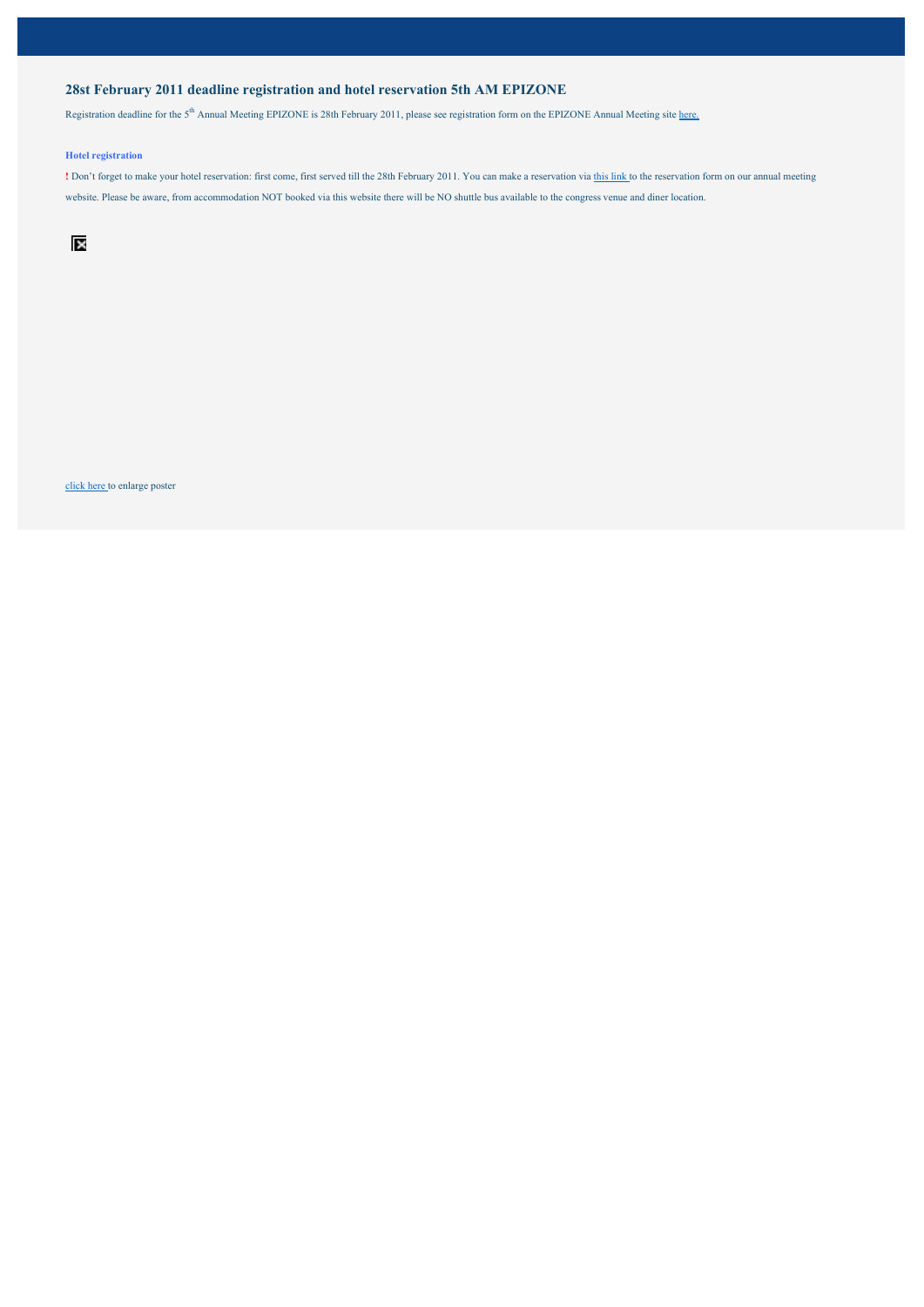## 28st February 2011 deadline registration and hotel reservation 5th AM EPIZONE

Registration deadline for the 5th Annual Meeting EPIZONE is 28th February 2011, please see registration form on the EPIZONE Annual Meeting site here.

### Hotel registration

**!** Don't forget to make your hotel reservation: first come, first served till the 28th February 2011. You can make a reservation via this link to the reservation form on our annual meeting website. Please be aware, from accommodation NOT booked via this website there will be NO shuttle bus available to the congress venue and diner location.

click here to enlarge poster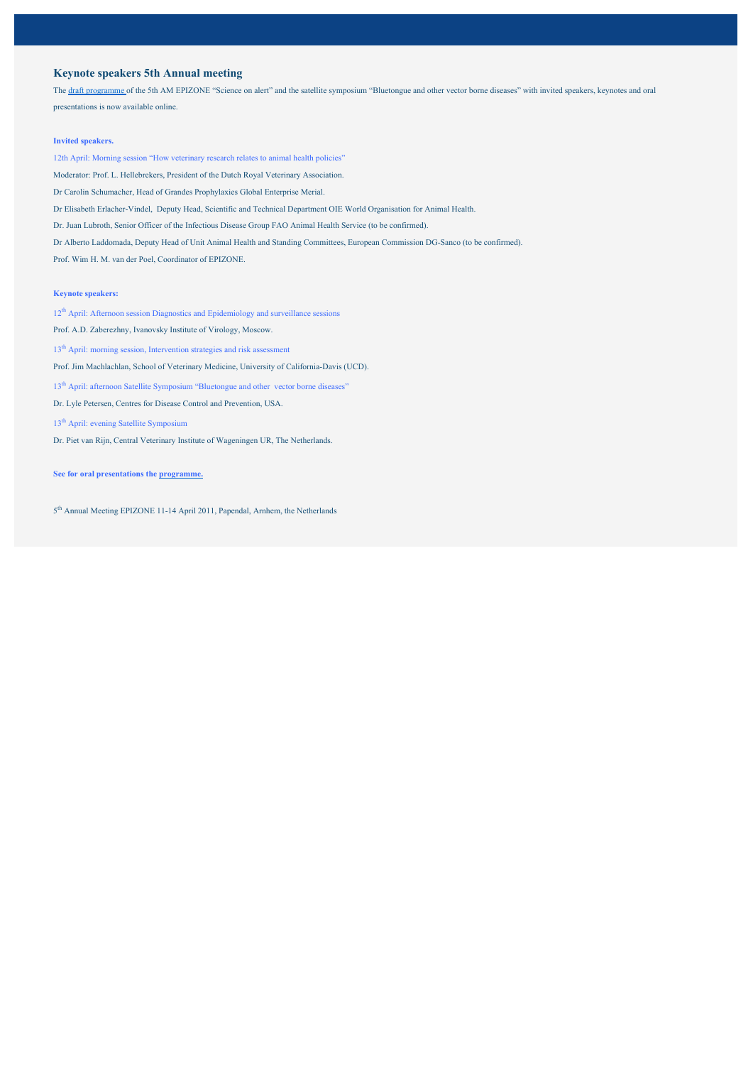## Keynote speakers 5th Annual meeting

The draft programme of the 5th AM EPIZONE "Science on alert" and the satellite symposium "Bluetongue and other vector borne diseases" with invited speakers, keynotes and oral presentations is now available online.

**Invited speakers.**

12th April: Morning session "How veterinary research relates to animal health policies"

Moderator: Prof. L. Hellebrekers, President of the Dutch Royal Veterinary Association.

Dr Carolin Schumacher, Head of Grandes Prophylaxies Global Enterprise Merial.

Dr Elisabeth Erlacher-Vindel, Deputy Head, Scientific and Technical Department OIE World Organisation for Animal Health.

Dr. Juan Lubroth, Senior Officer of the Infectious Disease Group FAO Animal Health Service (to be confirmed).

Dr Alberto Laddomada, Deputy Head of Unit Animal Health and Standing Committees, European Commission DG-Sanco (to be confirmed).

Prof. Wim H. M. van der Poel, Coordinator of EPIZONE.

**Keynote speakers:**

12th April: Afternoon session Diagnostics and Epidemiology and surveillance sessions

Prof. A.D. Zaberezhny, Ivanovsky Institute of Virology, Moscow.

13th April: morning session, Intervention strategies and risk assessment

Prof. Jim Machlachlan, School of Veterinary Medicine, University of California-Davis (UCD).

13th April: afternoon Satellite Symposium "Bluetongue and other vector borne diseases"

Dr. Lyle Petersen, Centres for Disease Control and Prevention, USA.

13th April: evening Satellite Symposium

Dr. Piet van Rijn, Central Veterinary Institute of Wageningen UR, The Netherlands.

**See for oral presentations the programme.**

5th Annual Meeting EPIZONE 11-14 April 2011, Papendal, Arnhem, the Netherlands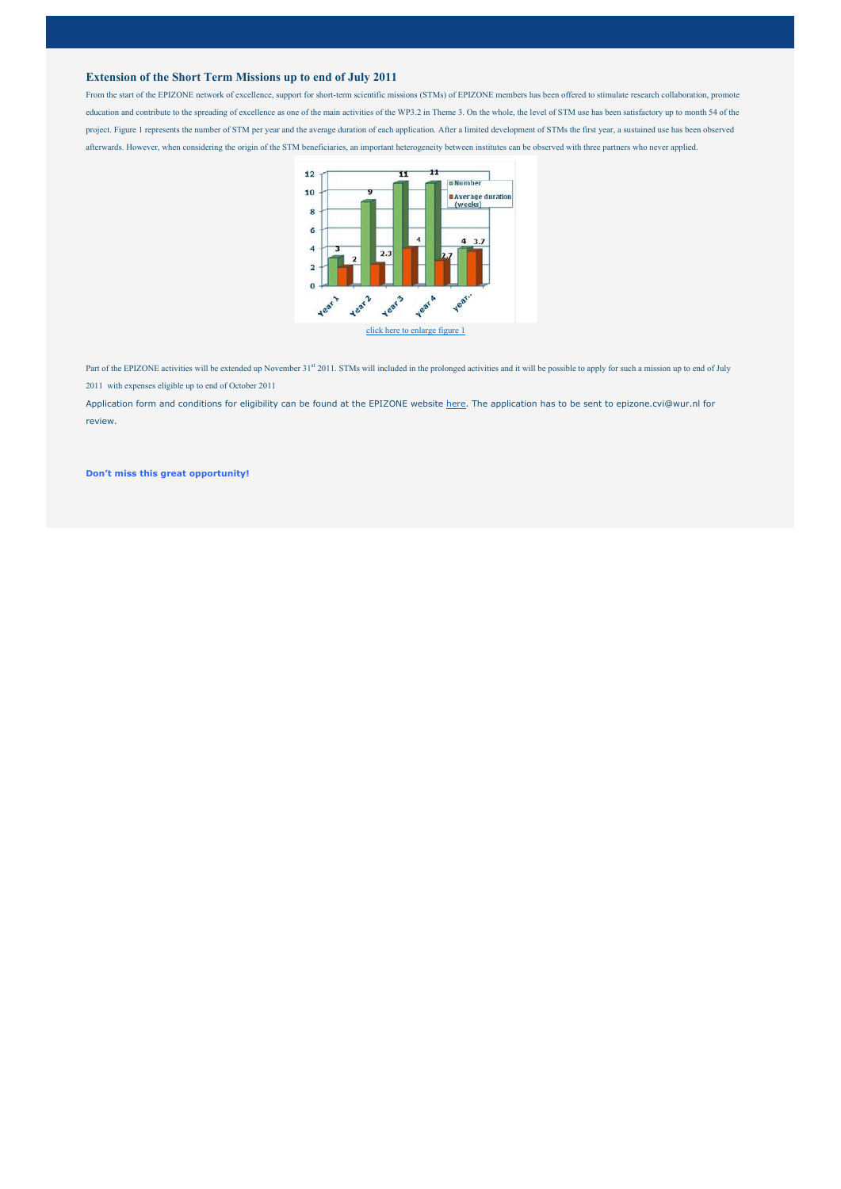### Extension of the Short Term Missions up to end of July 2011

From the start of the EPIZONE network of excellence, support for short-term scientific missions (STMs) of EPIZONE members has been offered to stimulate research collaboration, promote education and contribute to the spreading of excellence as one of the main activities of the WP3.2 in Theme 3. On the whole, the level of STM use has been satisfactory up to month 54 of the project. Figure 1 represents the number of STM per year and the average duration of each application. After a limited development of STMs the first year, a sustained use has been observed afterwards. However, when considering the origin of the STM beneficiaries, an important heterogeneity between institutes can be observed with three partners who never applied.

| | Year 1 | Year 2 | Year 3 | year 4 | year.. |
|---|---|---|---|---|---|
| Number | 3 | 9 | 11 | 11 | 4 |
| Average duration (weeks) | 2 | 2.3 | 4 | 2.7 | 3.7 |

click here to enlarge figure 1

Part of the EPIZONE activities will be extended up November 31st 2011. STMs will included in the prolonged activities and it will be possible to apply for such a mission up to end of July 2011 with expenses eligible up to end of October 2011

Application form and conditions for eligibility can be found at the EPIZONE website here. The application has to be sent to epizone.cvi@wur.nl for review.

**Don't miss this great opportunity!**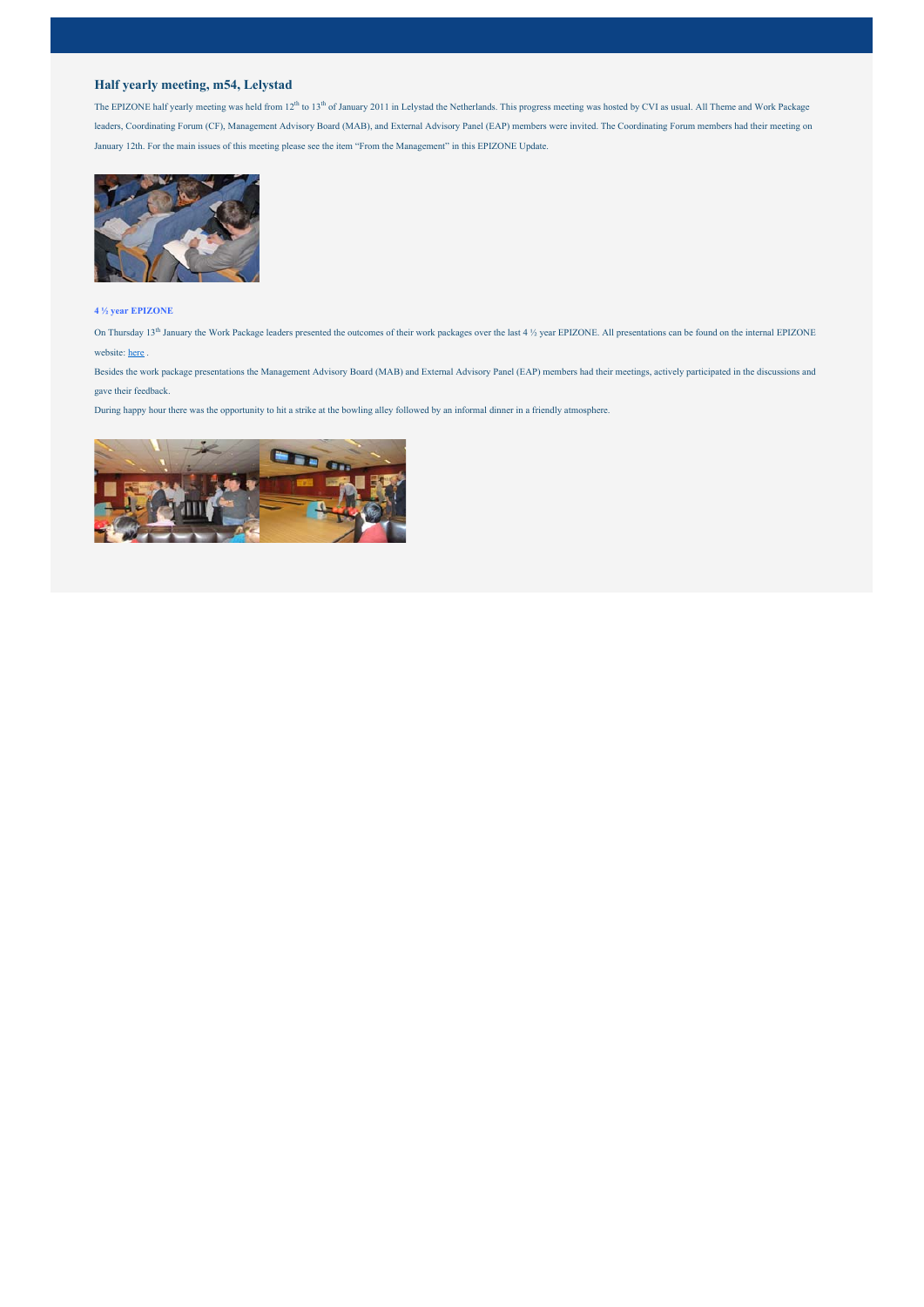## Half yearly meeting, m54, Lelystad

The EPIZONE half yearly meeting was held from 12th to 13th of January 2011 in Lelystad the Netherlands. This progress meeting was hosted by CVI as usual. All Theme and Work Package leaders, Coordinating Forum (CF), Management Advisory Board (MAB), and External Advisory Panel (EAP) members were invited. The Coordinating Forum members had their meeting on January 12th. For the main issues of this meeting please see the item "From the Management" in this EPIZONE Update.

### 4 ½ year EPIZONE

On Thursday 13th January the Work Package leaders presented the outcomes of their work packages over the last 4 ½ year EPIZONE. All presentations can be found on the internal EPIZONE website: here .

Besides the work package presentations the Management Advisory Board (MAB) and External Advisory Panel (EAP) members had their meetings, actively participated in the discussions and gave their feedback.

During happy hour there was the opportunity to hit a strike at the bowling alley followed by an informal dinner in a friendly atmosphere.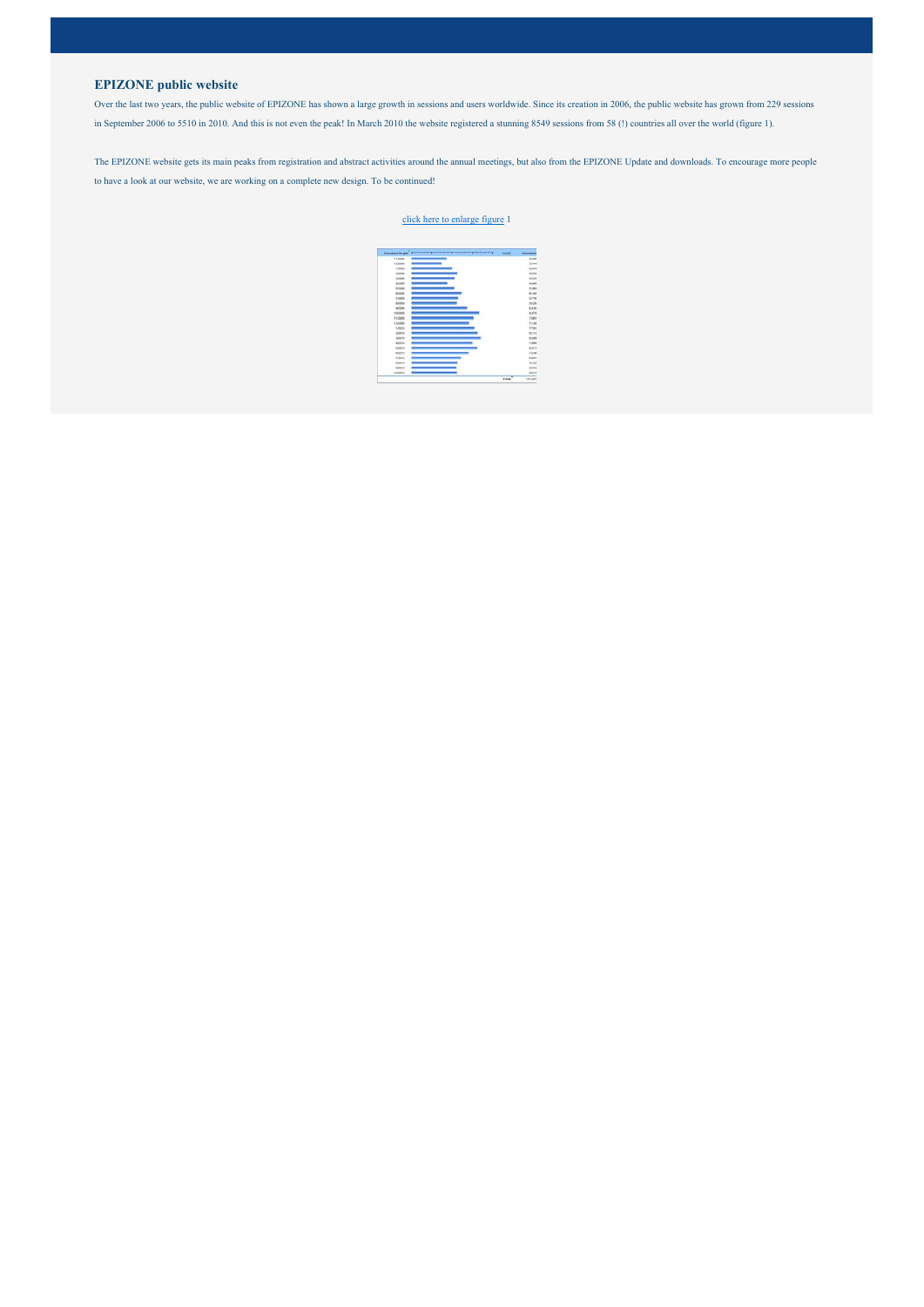## EPIZONE public website

Over the last two years, the public website of EPIZONE has shown a large growth in sessions and users worldwide. Since its creation in 2006, the public website has grown from 229 sessions in September 2006 to 5510 in 2010. And this is not even the peak! In March 2010 the website registered a stunning 8549 sessions from 58 (!) countries all over the world (figure 1).

The EPIZONE website gets its main peaks from registration and abstract activities around the annual meetings, but also from the EPIZONE Update and downloads. To encourage more people to have a look at our website, we are working on a complete new design. To be continued!

click here to enlarge figure 1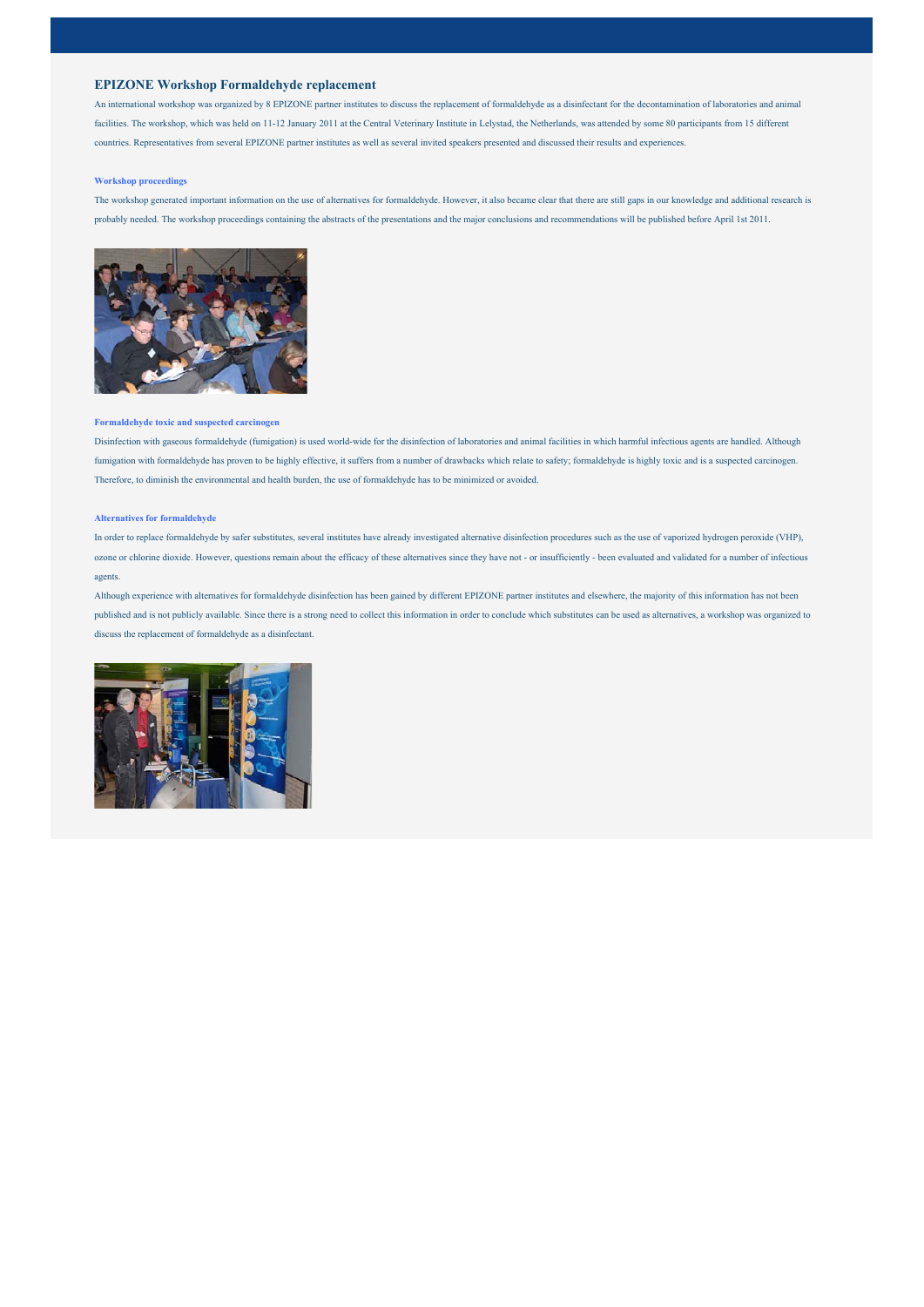## EPIZONE Workshop Formaldehyde replacement

An international workshop was organized by 8 EPIZONE partner institutes to discuss the replacement of formaldehyde as a disinfectant for the decontamination of laboratories and animal facilities. The workshop, which was held on 11-12 January 2011 at the Central Veterinary Institute in Lelystad, the Netherlands, was attended by some 80 participants from 15 different countries. Representatives from several EPIZONE partner institutes as well as several invited speakers presented and discussed their results and experiences.

### Workshop proceedings

The workshop generated important information on the use of alternatives for formaldehyde. However, it also became clear that there are still gaps in our knowledge and additional research is probably needed. The workshop proceedings containing the abstracts of the presentations and the major conclusions and recommendations will be published before April 1st 2011.

### Formaldehyde toxic and suspected carcinogen

Disinfection with gaseous formaldehyde (fumigation) is used world-wide for the disinfection of laboratories and animal facilities in which harmful infectious agents are handled. Although fumigation with formaldehyde has proven to be highly effective, it suffers from a number of drawbacks which relate to safety; formaldehyde is highly toxic and is a suspected carcinogen. Therefore, to diminish the environmental and health burden, the use of formaldehyde has to be minimized or avoided.

### Alternatives for formaldehyde

In order to replace formaldehyde by safer substitutes, several institutes have already investigated alternative disinfection procedures such as the use of vaporized hydrogen peroxide (VHP), ozone or chlorine dioxide. However, questions remain about the efficacy of these alternatives since they have not - or insufficiently - been evaluated and validated for a number of infectious agents.

Although experience with alternatives for formaldehyde disinfection has been gained by different EPIZONE partner institutes and elsewhere, the majority of this information has not been published and is not publicly available. Since there is a strong need to collect this information in order to conclude which substitutes can be used as alternatives, a workshop was organized to discuss the replacement of formaldehyde as a disinfectant.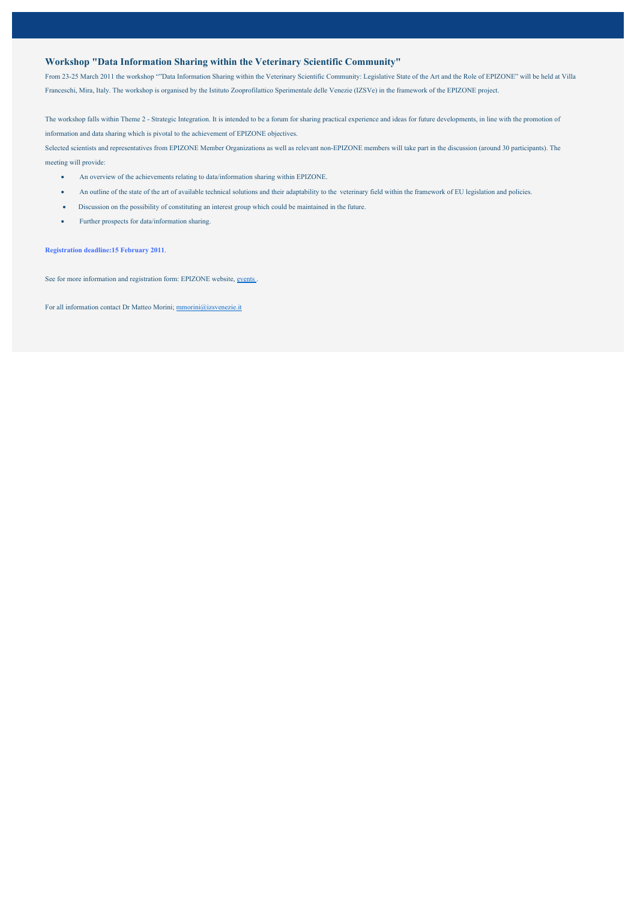## Workshop "Data Information Sharing within the Veterinary Scientific Community"

From 23-25 March 2011 the workshop “”Data Information Sharing within the Veterinary Scientific Community: Legislative State of the Art and the Role of EPIZONE” will be held at Villa Franceschi, Mira, Italy. The workshop is organised by the Istituto Zooprofilattico Sperimentale delle Venezie (IZSVe) in the framework of the EPIZONE project.

The workshop falls within Theme 2 - Strategic Integration. It is intended to be a forum for sharing practical experience and ideas for future developments, in line with the promotion of information and data sharing which is pivotal to the achievement of EPIZONE objectives.

Selected scientists and representatives from EPIZONE Member Organizations as well as relevant non-EPIZONE members will take part in the discussion (around 30 participants). The meeting will provide:

- An overview of the achievements relating to data/information sharing within EPIZONE.
- An outline of the state of the art of available technical solutions and their adaptability to the veterinary field within the framework of EU legislation and policies.
- Discussion on the possibility of constituting an interest group which could be maintained in the future.
- Further prospects for data/information sharing.

**Registration deadline:15 February 2011**.

See for more information and registration form: EPIZONE website, events .

For all information contact Dr Matteo Morini; mmorini@izsvenezie.it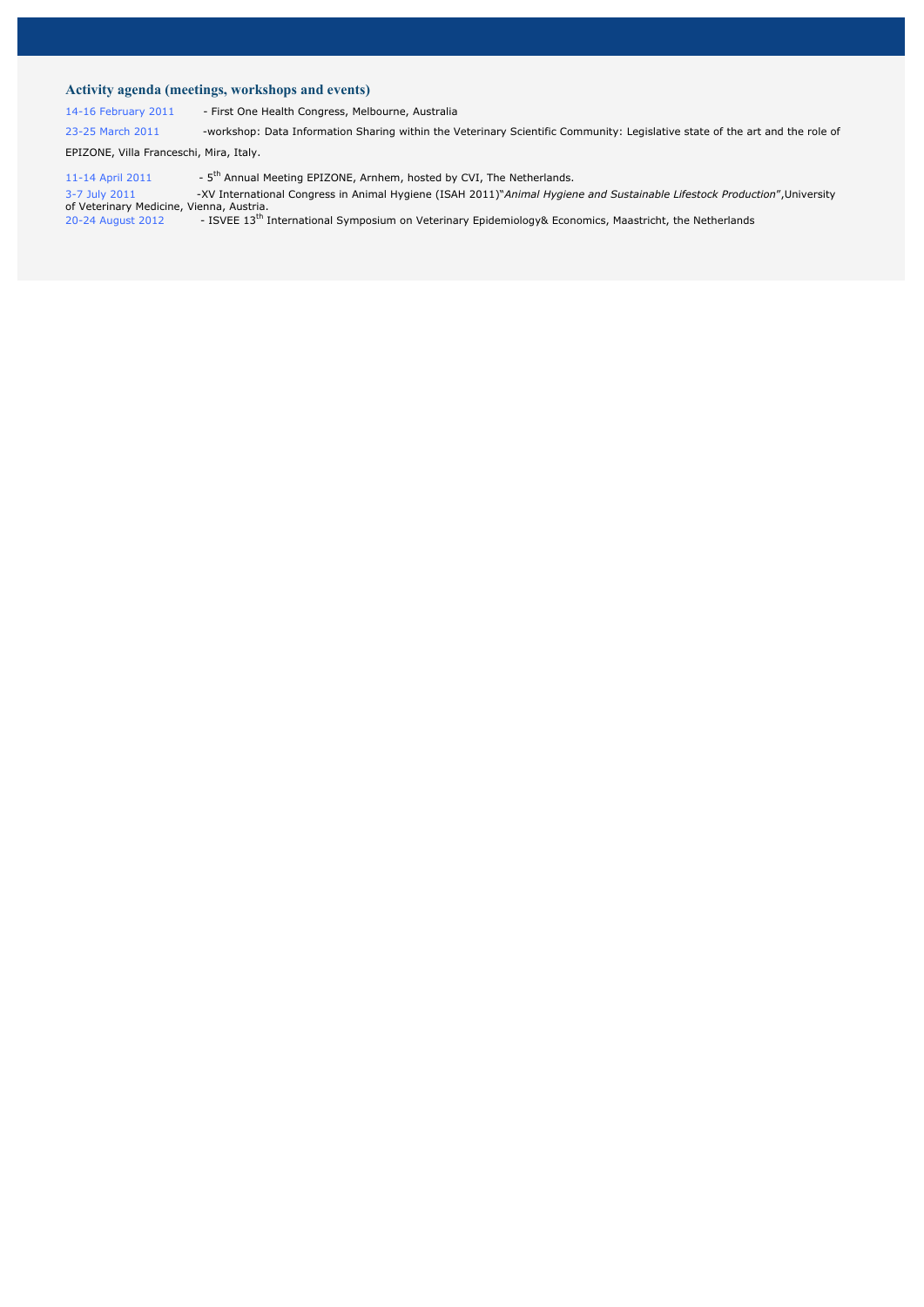## Activity agenda (meetings, workshops and events)

14-16 February 2011 - First One Health Congress, Melbourne, Australia

23-25 March 2011 -workshop: Data Information Sharing within the Veterinary Scientific Community: Legislative state of the art and the role of EPIZONE, Villa Franceschi, Mira, Italy.

11-14 April 2011 - 5th Annual Meeting EPIZONE, Arnhem, hosted by CVI, The Netherlands.

3-7 July 2011 -XV International Congress in Animal Hygiene (ISAH 2011)"*Animal Hygiene and Sustainable Lifestock Production*",University of Veterinary Medicine, Vienna, Austria.

20-24 August 2012 - ISVEE 13th International Symposium on Veterinary Epidemiology& Economics, Maastricht, the Netherlands